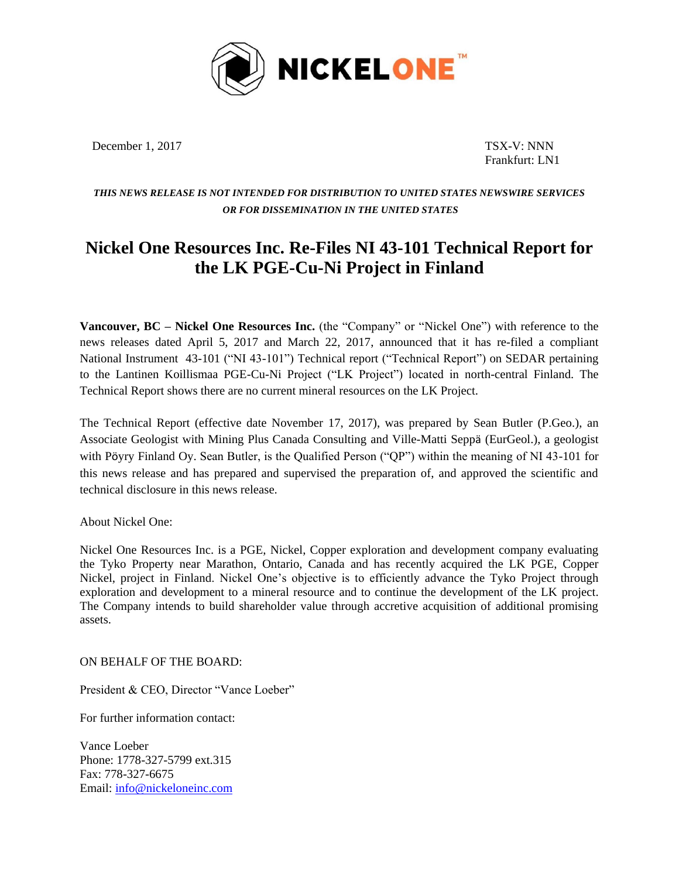NICKELONE™

December 1, 2017

TSX-V: NNN
Frankfurt: LN1

***THIS NEWS RELEASE IS NOT INTENDED FOR DISTRIBUTION TO UNITED STATES NEWSWIRE SERVICES OR FOR DISSEMINATION IN THE UNITED STATES***

# Nickel One Resources Inc. Re-Files NI 43-101 Technical Report for the LK PGE-Cu-Ni Project in Finland

**Vancouver, BC – Nickel One Resources Inc.** (the "Company" or "Nickel One") with reference to the news releases dated April 5, 2017 and March 22, 2017, announced that it has re-filed a compliant National Instrument 43-101 ("NI 43-101") Technical report ("Technical Report") on SEDAR pertaining to the Lantinen Koillismaa PGE-Cu-Ni Project ("LK Project") located in north-central Finland. The Technical Report shows there are no current mineral resources on the LK Project.

The Technical Report (effective date November 17, 2017), was prepared by Sean Butler (P.Geo.), an Associate Geologist with Mining Plus Canada Consulting and Ville-Matti Seppä (EurGeol.), a geologist with Pöyry Finland Oy. Sean Butler, is the Qualified Person ("QP") within the meaning of NI 43-101 for this news release and has prepared and supervised the preparation of, and approved the scientific and technical disclosure in this news release.

About Nickel One:

Nickel One Resources Inc. is a PGE, Nickel, Copper exploration and development company evaluating the Tyko Property near Marathon, Ontario, Canada and has recently acquired the LK PGE, Copper Nickel, project in Finland. Nickel One's objective is to efficiently advance the Tyko Project through exploration and development to a mineral resource and to continue the development of the LK project. The Company intends to build shareholder value through accretive acquisition of additional promising assets.

ON BEHALF OF THE BOARD:

President & CEO, Director "Vance Loeber"

For further information contact:

Vance Loeber
Phone: 1778-327-5799 ext.315
Fax: 778-327-6675
Email: info@nickeloneinc.com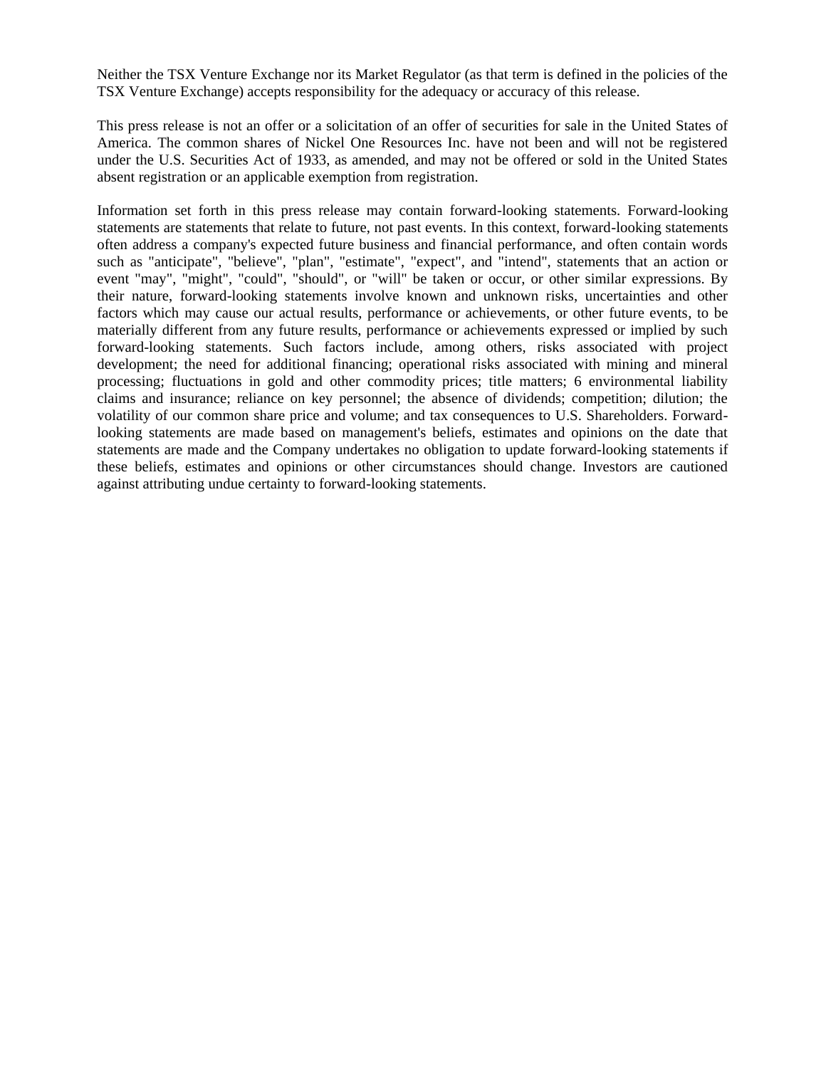Neither the TSX Venture Exchange nor its Market Regulator (as that term is defined in the policies of the TSX Venture Exchange) accepts responsibility for the adequacy or accuracy of this release.

This press release is not an offer or a solicitation of an offer of securities for sale in the United States of America. The common shares of Nickel One Resources Inc. have not been and will not be registered under the U.S. Securities Act of 1933, as amended, and may not be offered or sold in the United States absent registration or an applicable exemption from registration.

Information set forth in this press release may contain forward-looking statements. Forward-looking statements are statements that relate to future, not past events. In this context, forward-looking statements often address a company's expected future business and financial performance, and often contain words such as "anticipate", "believe", "plan", "estimate", "expect", and "intend", statements that an action or event "may", "might", "could", "should", or "will" be taken or occur, or other similar expressions. By their nature, forward-looking statements involve known and unknown risks, uncertainties and other factors which may cause our actual results, performance or achievements, or other future events, to be materially different from any future results, performance or achievements expressed or implied by such forward-looking statements. Such factors include, among others, risks associated with project development; the need for additional financing; operational risks associated with mining and mineral processing; fluctuations in gold and other commodity prices; title matters; 6 environmental liability claims and insurance; reliance on key personnel; the absence of dividends; competition; dilution; the volatility of our common share price and volume; and tax consequences to U.S. Shareholders. Forward-looking statements are made based on management's beliefs, estimates and opinions on the date that statements are made and the Company undertakes no obligation to update forward-looking statements if these beliefs, estimates and opinions or other circumstances should change. Investors are cautioned against attributing undue certainty to forward-looking statements.